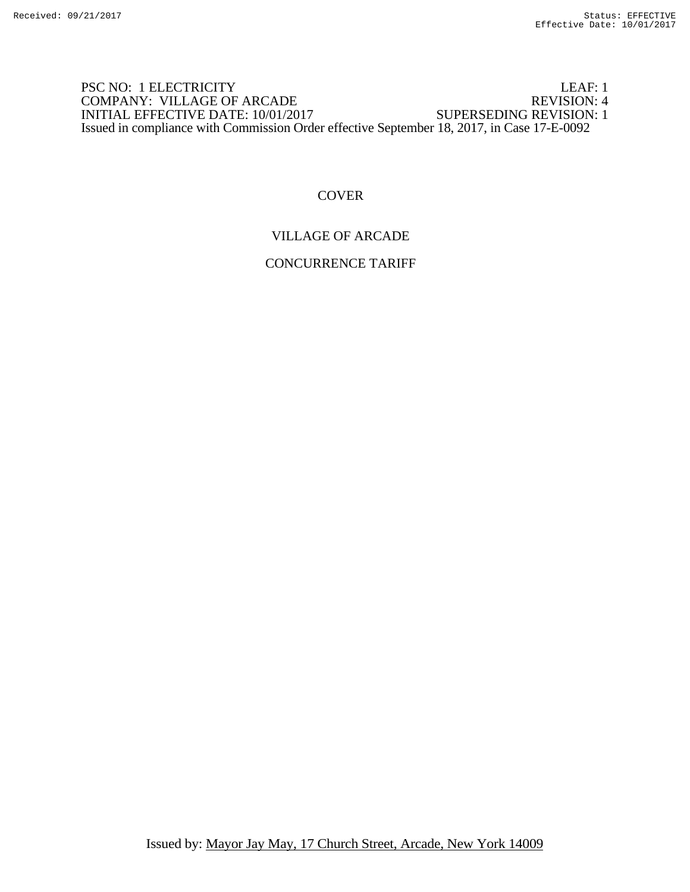PSC NO: 1 ELECTRICITY LEAF: 1
COMPANY: VILLAGE OF ARCADE REVISION: 4
INITIAL EFFECTIVE DATE: 10/01/2017 SUPERSEDING REVISION: 1
Issued in compliance with Commission Order effective September 18, 2017, in Case 17-E-0092

# COVER

# VILLAGE OF ARCADE

# CONCURRENCE TARIFF

Issued by: Mayor Jay May, 17 Church Street, Arcade, New York 14009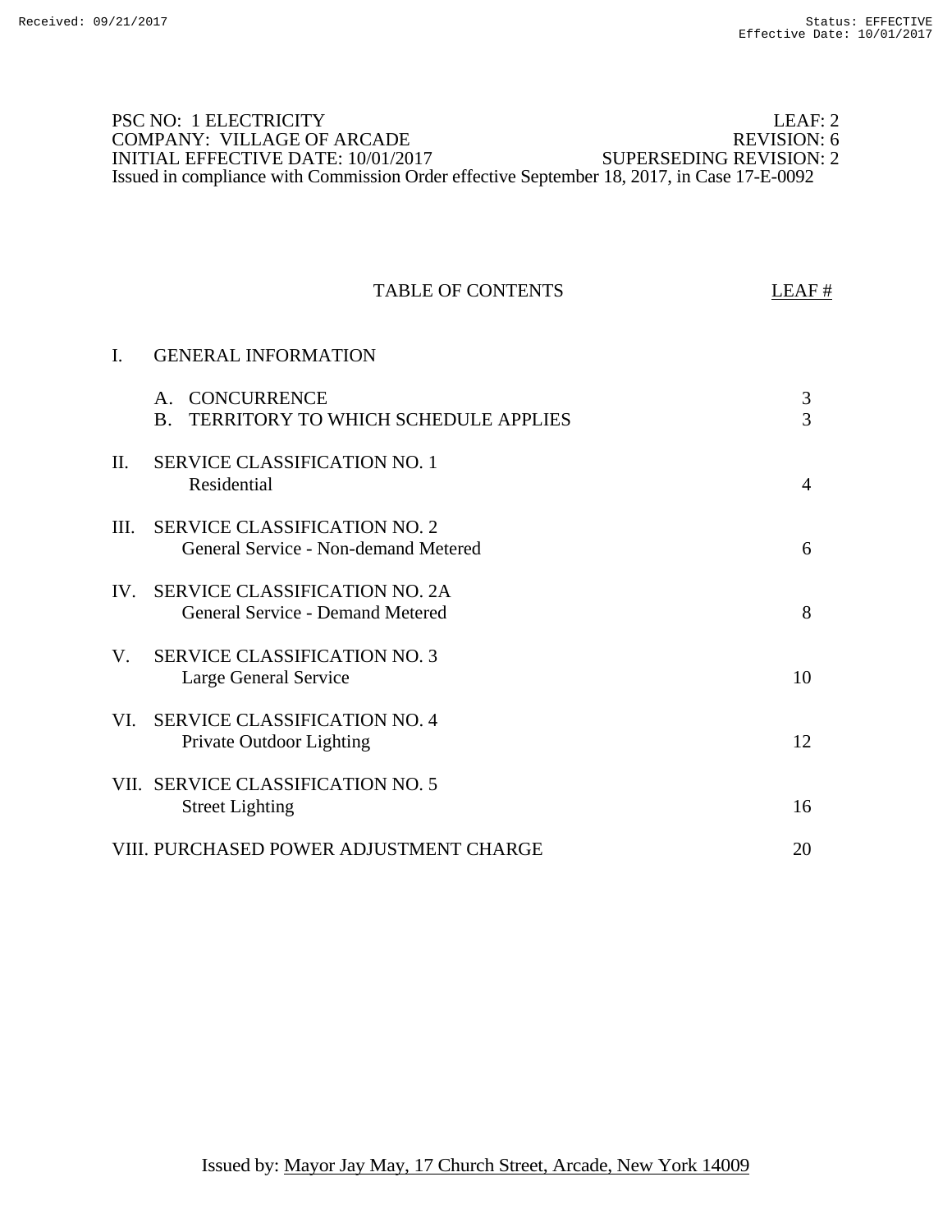PSC NO: 1 ELECTRICITY LEAF: 2
COMPANY: VILLAGE OF ARCADE REVISION: 6
INITIAL EFFECTIVE DATE: 10/01/2017 SUPERSEDING REVISION: 2
Issued in compliance with Commission Order effective September 18, 2017, in Case 17-E-0092

# TABLE OF CONTENTS

| | | LEAF # |
|---|---|---|
| I. | GENERAL INFORMATION | |
| | A. CONCURRENCE | 3 |
| | B. TERRITORY TO WHICH SCHEDULE APPLIES | 3 |
| II. | SERVICE CLASSIFICATION NO. 1<br>Residential | 4 |
| III. | SERVICE CLASSIFICATION NO. 2<br>General Service - Non-demand Metered | 6 |
| IV. | SERVICE CLASSIFICATION NO. 2A<br>General Service - Demand Metered | 8 |
| V. | SERVICE CLASSIFICATION NO. 3<br>Large General Service | 10 |
| VI. | SERVICE CLASSIFICATION NO. 4<br>Private Outdoor Lighting | 12 |
| VII. | SERVICE CLASSIFICATION NO. 5<br>Street Lighting | 16 |
| VIII. | PURCHASED POWER ADJUSTMENT CHARGE | 20 |

Issued by: Mayor Jay May, 17 Church Street, Arcade, New York 14009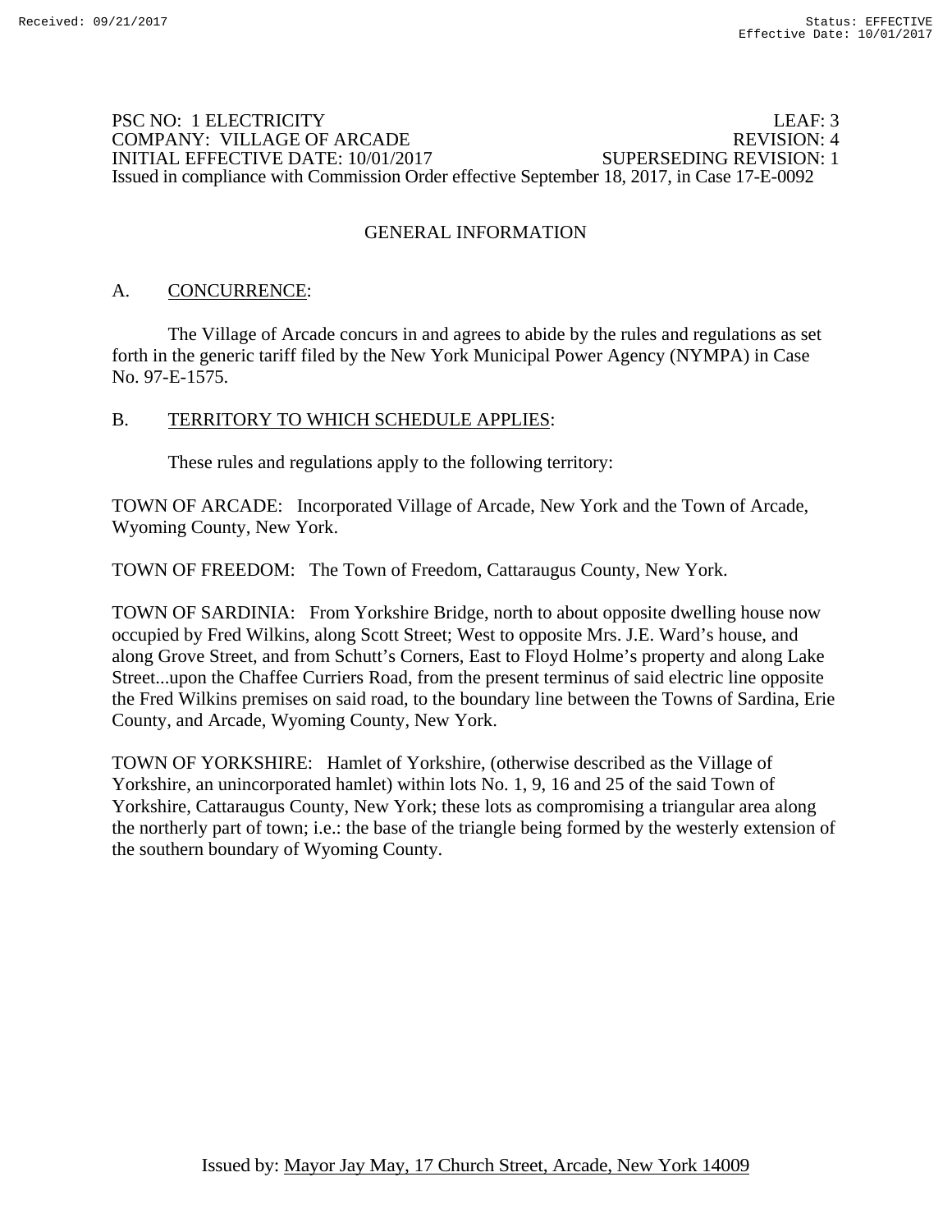PSC NO: 1 ELECTRICITY LEAF: 3
COMPANY: VILLAGE OF ARCADE REVISION: 4
INITIAL EFFECTIVE DATE: 10/01/2017 SUPERSEDING REVISION: 1
Issued in compliance with Commission Order effective September 18, 2017, in Case 17-E-0092

# GENERAL INFORMATION

## A. CONCURRENCE:

The Village of Arcade concurs in and agrees to abide by the rules and regulations as set forth in the generic tariff filed by the New York Municipal Power Agency (NYMPA) in Case No. 97-E-1575.

## B. TERRITORY TO WHICH SCHEDULE APPLIES:

These rules and regulations apply to the following territory:

TOWN OF ARCADE: Incorporated Village of Arcade, New York and the Town of Arcade, Wyoming County, New York.

TOWN OF FREEDOM: The Town of Freedom, Cattaraugus County, New York.

TOWN OF SARDINIA: From Yorkshire Bridge, north to about opposite dwelling house now occupied by Fred Wilkins, along Scott Street; West to opposite Mrs. J.E. Ward's house, and along Grove Street, and from Schutt's Corners, East to Floyd Holme's property and along Lake Street...upon the Chaffee Curriers Road, from the present terminus of said electric line opposite the Fred Wilkins premises on said road, to the boundary line between the Towns of Sardina, Erie County, and Arcade, Wyoming County, New York.

TOWN OF YORKSHIRE: Hamlet of Yorkshire, (otherwise described as the Village of Yorkshire, an unincorporated hamlet) within lots No. 1, 9, 16 and 25 of the said Town of Yorkshire, Cattaraugus County, New York; these lots as compromising a triangular area along the northerly part of town; i.e.: the base of the triangle being formed by the westerly extension of the southern boundary of Wyoming County.

Issued by: Mayor Jay May, 17 Church Street, Arcade, New York 14009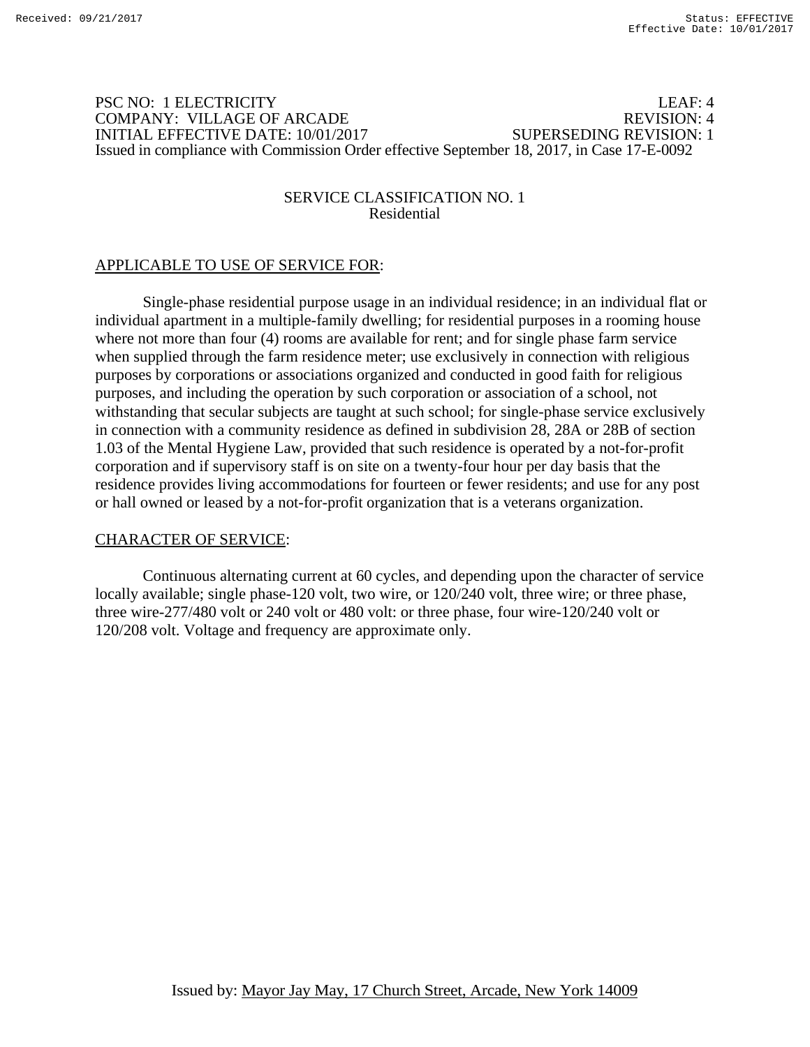PSC NO: 1 ELECTRICITY LEAF: 4
COMPANY: VILLAGE OF ARCADE REVISION: 4
INITIAL EFFECTIVE DATE: 10/01/2017 SUPERSEDING REVISION: 1
Issued in compliance with Commission Order effective September 18, 2017, in Case 17-E-0092

## SERVICE CLASSIFICATION NO. 1
Residential

APPLICABLE TO USE OF SERVICE FOR:

Single-phase residential purpose usage in an individual residence; in an individual flat or individual apartment in a multiple-family dwelling; for residential purposes in a rooming house where not more than four (4) rooms are available for rent; and for single phase farm service when supplied through the farm residence meter; use exclusively in connection with religious purposes by corporations or associations organized and conducted in good faith for religious purposes, and including the operation by such corporation or association of a school, not withstanding that secular subjects are taught at such school; for single-phase service exclusively in connection with a community residence as defined in subdivision 28, 28A or 28B of section 1.03 of the Mental Hygiene Law, provided that such residence is operated by a not-for-profit corporation and if supervisory staff is on site on a twenty-four hour per day basis that the residence provides living accommodations for fourteen or fewer residents; and use for any post or hall owned or leased by a not-for-profit organization that is a veterans organization.

CHARACTER OF SERVICE:

Continuous alternating current at 60 cycles, and depending upon the character of service locally available; single phase-120 volt, two wire, or 120/240 volt, three wire; or three phase, three wire-277/480 volt or 240 volt or 480 volt: or three phase, four wire-120/240 volt or 120/208 volt. Voltage and frequency are approximate only.

Issued by: Mayor Jay May, 17 Church Street, Arcade, New York 14009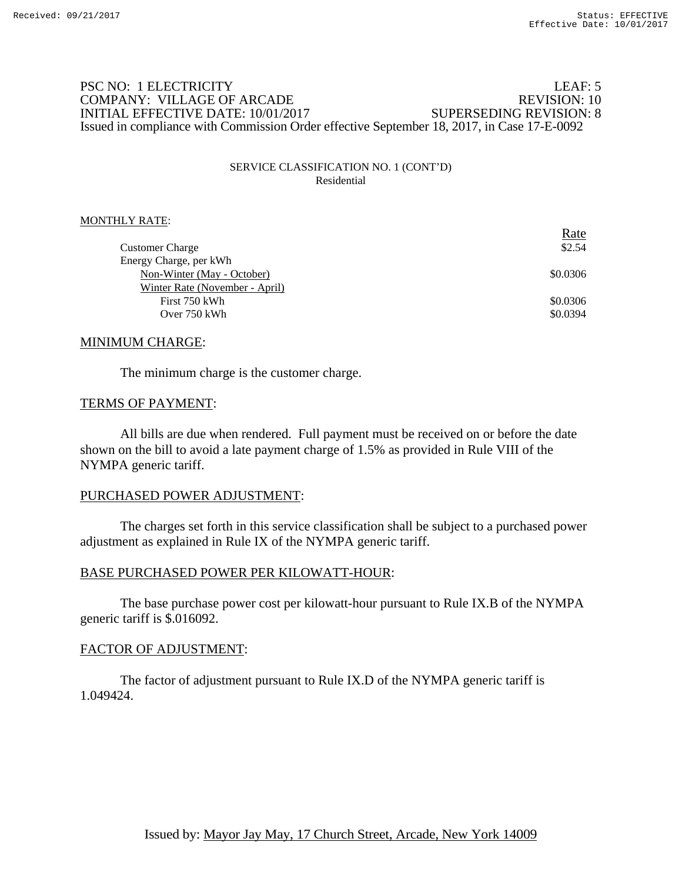PSC NO: 1 ELECTRICITY LEAF: 5
COMPANY: VILLAGE OF ARCADE REVISION: 10
INITIAL EFFECTIVE DATE: 10/01/2017 SUPERSEDING REVISION: 8
Issued in compliance with Commission Order effective September 18, 2017, in Case 17-E-0092

SERVICE CLASSIFICATION NO. 1 (CONT'D)
Residential

MONTHLY RATE:

| | Rate |
|---|---|
| Customer Charge | $2.54 |
| Energy Charge, per kWh | |
| Non-Winter (May - October) | $0.0306 |
| Winter Rate (November - April) | |
| First 750 kWh | $0.0306 |
| Over 750 kWh | $0.0394 |

## MINIMUM CHARGE:

The minimum charge is the customer charge.

## TERMS OF PAYMENT:

All bills are due when rendered. Full payment must be received on or before the date shown on the bill to avoid a late payment charge of 1.5% as provided in Rule VIII of the NYMPA generic tariff.

## PURCHASED POWER ADJUSTMENT:

The charges set forth in this service classification shall be subject to a purchased power adjustment as explained in Rule IX of the NYMPA generic tariff.

## BASE PURCHASED POWER PER KILOWATT-HOUR:

The base purchase power cost per kilowatt-hour pursuant to Rule IX.B of the NYMPA generic tariff is $.016092.

## FACTOR OF ADJUSTMENT:

The factor of adjustment pursuant to Rule IX.D of the NYMPA generic tariff is 1.049424.

Issued by: Mayor Jay May, 17 Church Street, Arcade, New York 14009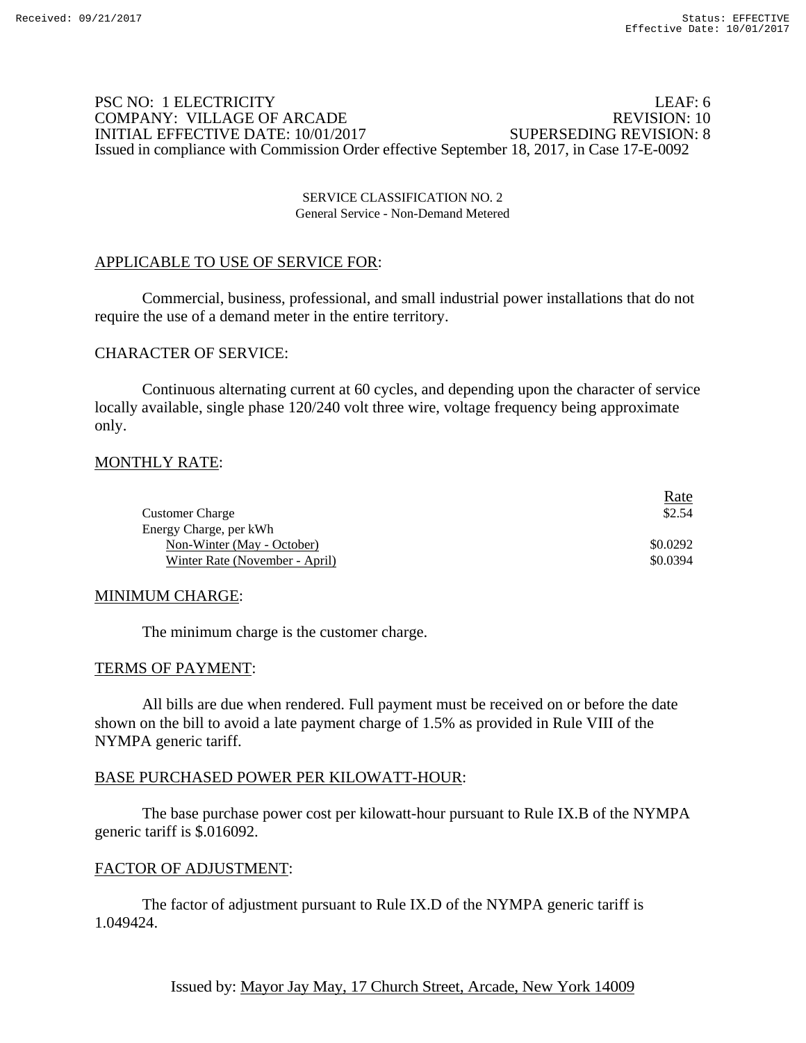PSC NO: 1 ELECTRICITY LEAF: 6
COMPANY: VILLAGE OF ARCADE REVISION: 10
INITIAL EFFECTIVE DATE: 10/01/2017 SUPERSEDING REVISION: 8
Issued in compliance with Commission Order effective September 18, 2017, in Case 17-E-0092

SERVICE CLASSIFICATION NO. 2
General Service - Non-Demand Metered

APPLICABLE TO USE OF SERVICE FOR:

Commercial, business, professional, and small industrial power installations that do not require the use of a demand meter in the entire territory.

CHARACTER OF SERVICE:

Continuous alternating current at 60 cycles, and depending upon the character of service locally available, single phase 120/240 volt three wire, voltage frequency being approximate only.

MONTHLY RATE:

| | Rate |
|---|---|
| Customer Charge | $2.54 |
| Energy Charge, per kWh | |
| Non-Winter (May - October) | $0.0292 |
| Winter Rate (November - April) | $0.0394 |

MINIMUM CHARGE:

The minimum charge is the customer charge.

TERMS OF PAYMENT:

All bills are due when rendered. Full payment must be received on or before the date shown on the bill to avoid a late payment charge of 1.5% as provided in Rule VIII of the NYMPA generic tariff.

BASE PURCHASED POWER PER KILOWATT-HOUR:

The base purchase power cost per kilowatt-hour pursuant to Rule IX.B of the NYMPA generic tariff is $.016092.

FACTOR OF ADJUSTMENT:

The factor of adjustment pursuant to Rule IX.D of the NYMPA generic tariff is 1.049424.

Issued by: Mayor Jay May, 17 Church Street, Arcade, New York 14009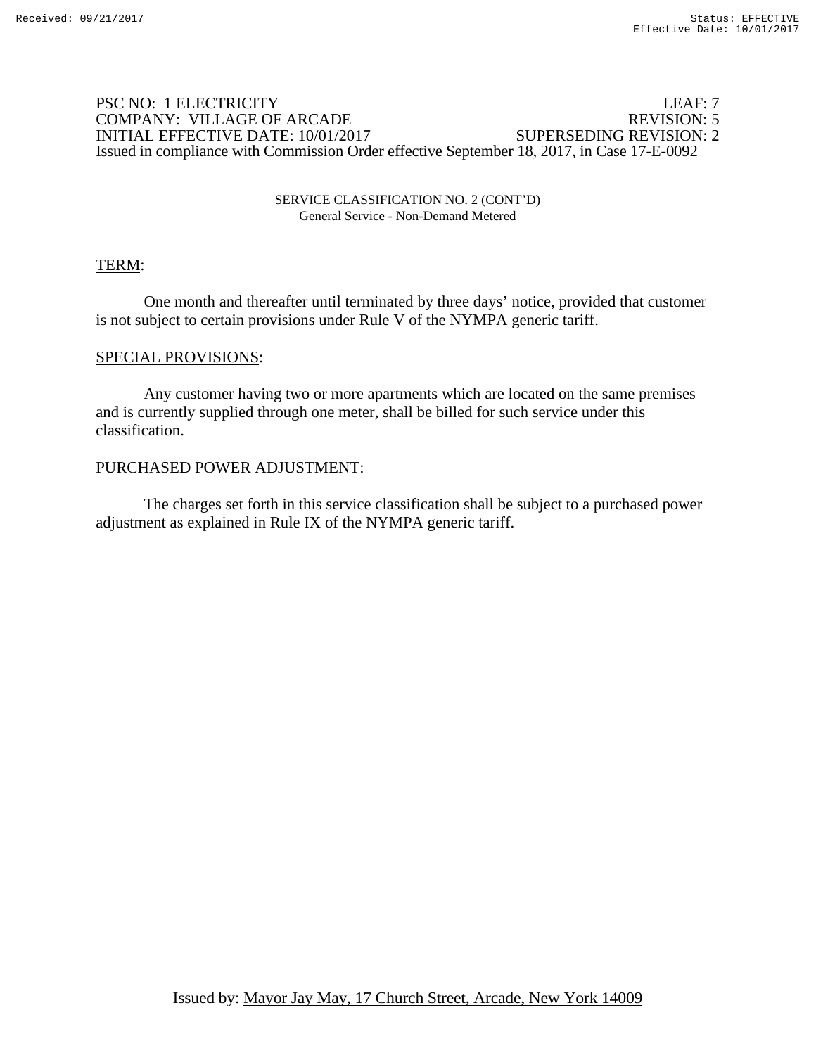PSC NO: 1 ELECTRICITY LEAF: 7
COMPANY: VILLAGE OF ARCADE REVISION: 5
INITIAL EFFECTIVE DATE: 10/01/2017 SUPERSEDING REVISION: 2
Issued in compliance with Commission Order effective September 18, 2017, in Case 17-E-0092

SERVICE CLASSIFICATION NO. 2 (CONT'D)
General Service - Non-Demand Metered

TERM:

One month and thereafter until terminated by three days' notice, provided that customer is not subject to certain provisions under Rule V of the NYMPA generic tariff.

SPECIAL PROVISIONS:

Any customer having two or more apartments which are located on the same premises and is currently supplied through one meter, shall be billed for such service under this classification.

PURCHASED POWER ADJUSTMENT:

The charges set forth in this service classification shall be subject to a purchased power adjustment as explained in Rule IX of the NYMPA generic tariff.

Issued by: Mayor Jay May, 17 Church Street, Arcade, New York 14009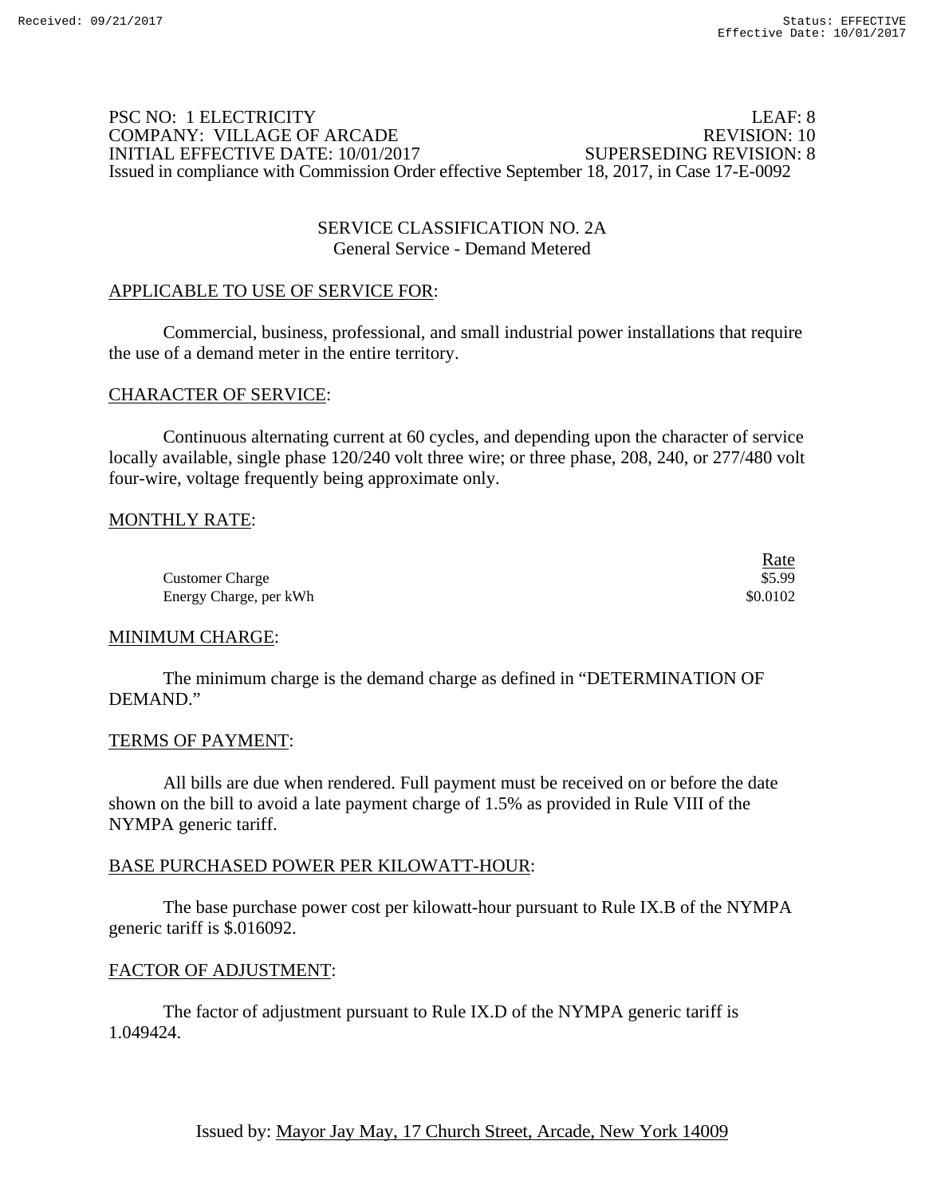PSC NO: 1 ELECTRICITY LEAF: 8
COMPANY: VILLAGE OF ARCADE REVISION: 10
INITIAL EFFECTIVE DATE: 10/01/2017 SUPERSEDING REVISION: 8
Issued in compliance with Commission Order effective September 18, 2017, in Case 17-E-0092

## SERVICE CLASSIFICATION NO. 2A
General Service - Demand Metered

APPLICABLE TO USE OF SERVICE FOR:

Commercial, business, professional, and small industrial power installations that require the use of a demand meter in the entire territory.

CHARACTER OF SERVICE:

Continuous alternating current at 60 cycles, and depending upon the character of service locally available, single phase 120/240 volt three wire; or three phase, 208, 240, or 277/480 volt four-wire, voltage frequently being approximate only.

MONTHLY RATE:

| | Rate |
|---|---|
| Customer Charge | $5.99 |
| Energy Charge, per kWh | $0.0102 |

MINIMUM CHARGE:

The minimum charge is the demand charge as defined in "DETERMINATION OF DEMAND."

TERMS OF PAYMENT:

All bills are due when rendered. Full payment must be received on or before the date shown on the bill to avoid a late payment charge of 1.5% as provided in Rule VIII of the NYMPA generic tariff.

BASE PURCHASED POWER PER KILOWATT-HOUR:

The base purchase power cost per kilowatt-hour pursuant to Rule IX.B of the NYMPA generic tariff is $.016092.

FACTOR OF ADJUSTMENT:

The factor of adjustment pursuant to Rule IX.D of the NYMPA generic tariff is 1.049424.

Issued by: Mayor Jay May, 17 Church Street, Arcade, New York 14009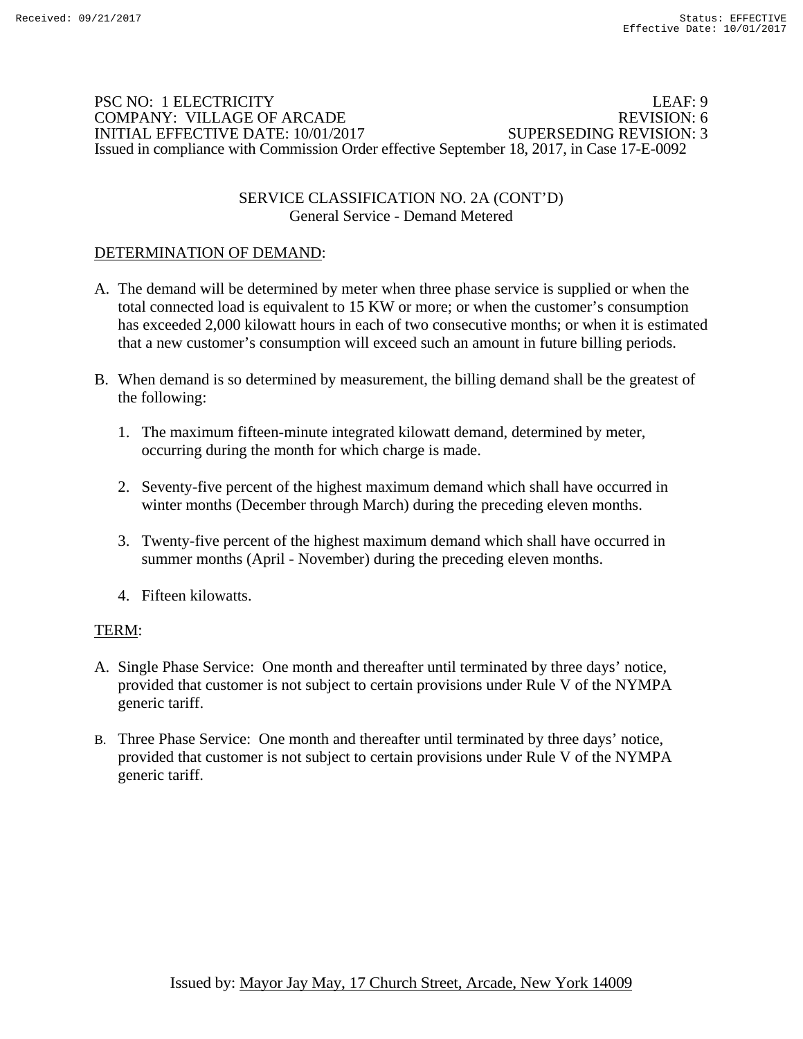PSC NO: 1 ELECTRICITY LEAF: 9
COMPANY: VILLAGE OF ARCADE REVISION: 6
INITIAL EFFECTIVE DATE: 10/01/2017 SUPERSEDING REVISION: 3
Issued in compliance with Commission Order effective September 18, 2017, in Case 17-E-0092

SERVICE CLASSIFICATION NO. 2A (CONT'D)
General Service - Demand Metered

DETERMINATION OF DEMAND:

A. The demand will be determined by meter when three phase service is supplied or when the total connected load is equivalent to 15 KW or more; or when the customer's consumption has exceeded 2,000 kilowatt hours in each of two consecutive months; or when it is estimated that a new customer's consumption will exceed such an amount in future billing periods.

B. When demand is so determined by measurement, the billing demand shall be the greatest of the following:

   1. The maximum fifteen-minute integrated kilowatt demand, determined by meter, occurring during the month for which charge is made.

   2. Seventy-five percent of the highest maximum demand which shall have occurred in winter months (December through March) during the preceding eleven months.

   3. Twenty-five percent of the highest maximum demand which shall have occurred in summer months (April - November) during the preceding eleven months.

   4. Fifteen kilowatts.

TERM:

A. Single Phase Service: One month and thereafter until terminated by three days' notice, provided that customer is not subject to certain provisions under Rule V of the NYMPA generic tariff.

B. Three Phase Service: One month and thereafter until terminated by three days' notice, provided that customer is not subject to certain provisions under Rule V of the NYMPA generic tariff.

Issued by: Mayor Jay May, 17 Church Street, Arcade, New York 14009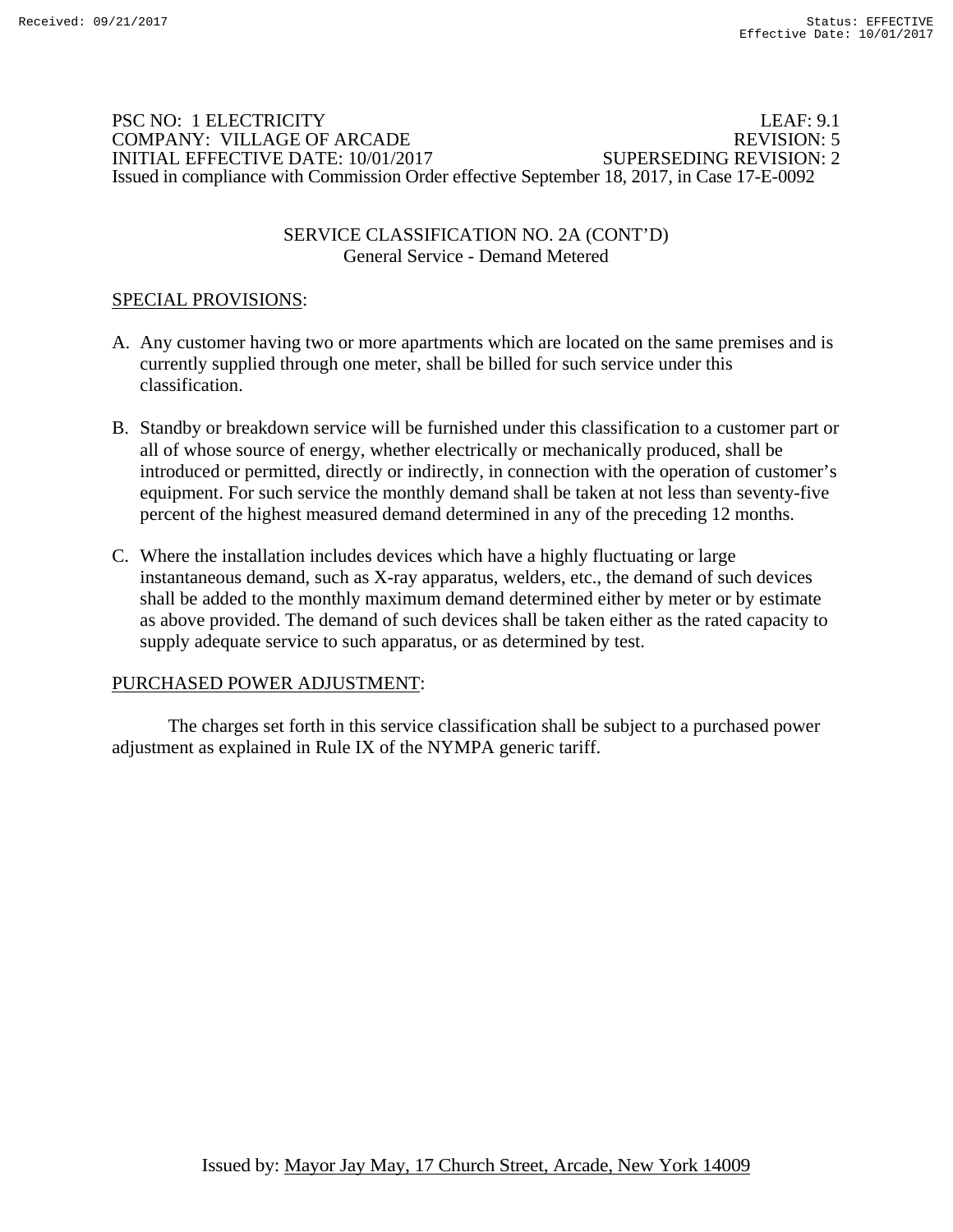PSC NO: 1 ELECTRICITY LEAF: 9.1
COMPANY: VILLAGE OF ARCADE REVISION: 5
INITIAL EFFECTIVE DATE: 10/01/2017 SUPERSEDING REVISION: 2
Issued in compliance with Commission Order effective September 18, 2017, in Case 17-E-0092

## SERVICE CLASSIFICATION NO. 2A (CONT'D)
General Service - Demand Metered

SPECIAL PROVISIONS:

A. Any customer having two or more apartments which are located on the same premises and is currently supplied through one meter, shall be billed for such service under this classification.

B. Standby or breakdown service will be furnished under this classification to a customer part or all of whose source of energy, whether electrically or mechanically produced, shall be introduced or permitted, directly or indirectly, in connection with the operation of customer's equipment. For such service the monthly demand shall be taken at not less than seventy-five percent of the highest measured demand determined in any of the preceding 12 months.

C. Where the installation includes devices which have a highly fluctuating or large instantaneous demand, such as X-ray apparatus, welders, etc., the demand of such devices shall be added to the monthly maximum demand determined either by meter or by estimate as above provided. The demand of such devices shall be taken either as the rated capacity to supply adequate service to such apparatus, or as determined by test.

PURCHASED POWER ADJUSTMENT:

The charges set forth in this service classification shall be subject to a purchased power adjustment as explained in Rule IX of the NYMPA generic tariff.

Issued by: Mayor Jay May, 17 Church Street, Arcade, New York 14009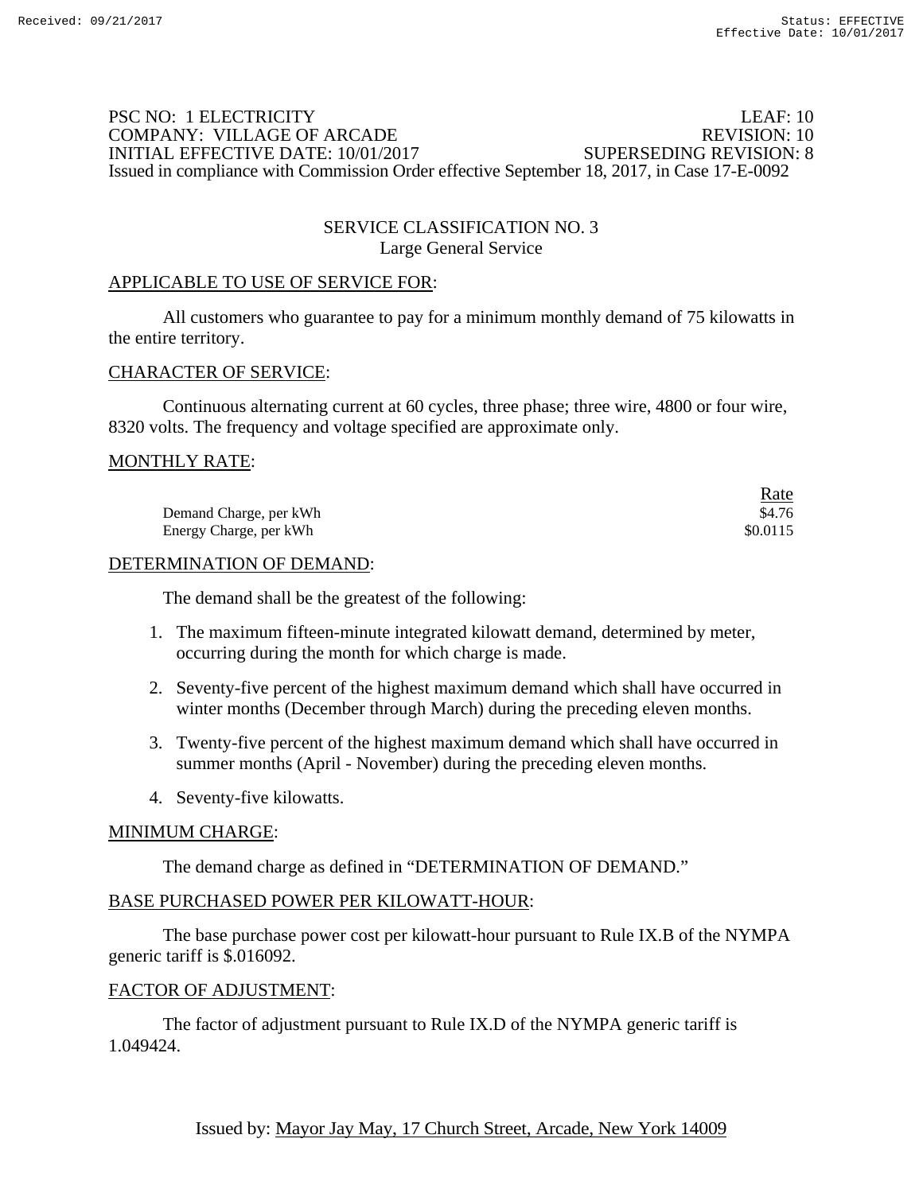PSC NO: 1 ELECTRICITY LEAF: 10
COMPANY: VILLAGE OF ARCADE REVISION: 10
INITIAL EFFECTIVE DATE: 10/01/2017 SUPERSEDING REVISION: 8
Issued in compliance with Commission Order effective September 18, 2017, in Case 17-E-0092

## SERVICE CLASSIFICATION NO. 3
## Large General Service

APPLICABLE TO USE OF SERVICE FOR:

All customers who guarantee to pay for a minimum monthly demand of 75 kilowatts in the entire territory.

CHARACTER OF SERVICE:

Continuous alternating current at 60 cycles, three phase; three wire, 4800 or four wire, 8320 volts. The frequency and voltage specified are approximate only.

MONTHLY RATE:

| | Rate |
|---|---|
| Demand Charge, per kWh | $4.76 |
| Energy Charge, per kWh | $0.0115 |

DETERMINATION OF DEMAND:

The demand shall be the greatest of the following:

1. The maximum fifteen-minute integrated kilowatt demand, determined by meter, occurring during the month for which charge is made.
2. Seventy-five percent of the highest maximum demand which shall have occurred in winter months (December through March) during the preceding eleven months.
3. Twenty-five percent of the highest maximum demand which shall have occurred in summer months (April - November) during the preceding eleven months.
4. Seventy-five kilowatts.

MINIMUM CHARGE:

The demand charge as defined in "DETERMINATION OF DEMAND."

BASE PURCHASED POWER PER KILOWATT-HOUR:

The base purchase power cost per kilowatt-hour pursuant to Rule IX.B of the NYMPA generic tariff is $.016092.

FACTOR OF ADJUSTMENT:

The factor of adjustment pursuant to Rule IX.D of the NYMPA generic tariff is 1.049424.

Issued by: Mayor Jay May, 17 Church Street, Arcade, New York 14009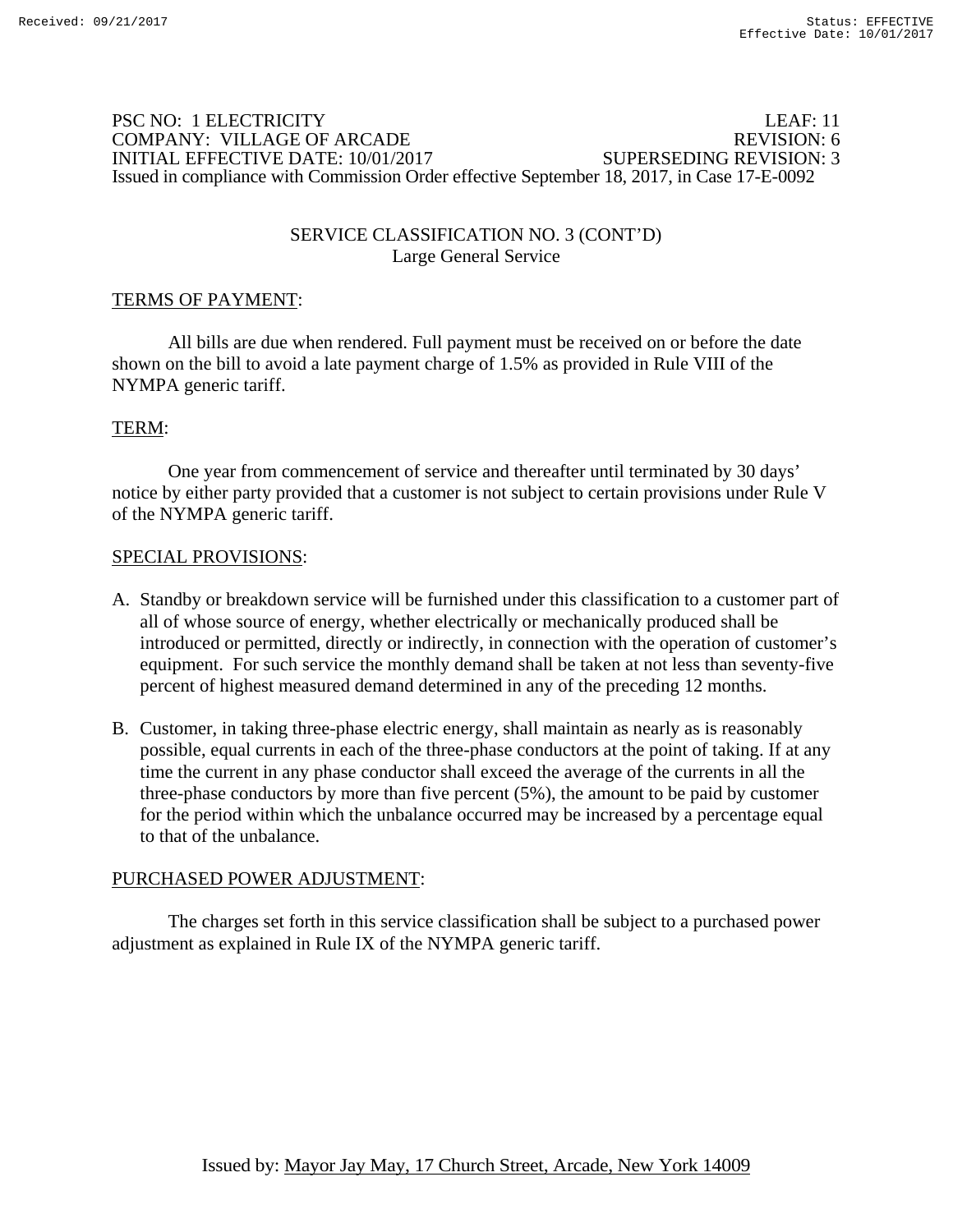PSC NO: 1 ELECTRICITY LEAF: 11
COMPANY: VILLAGE OF ARCADE REVISION: 6
INITIAL EFFECTIVE DATE: 10/01/2017 SUPERSEDING REVISION: 3
Issued in compliance with Commission Order effective September 18, 2017, in Case 17-E-0092

## SERVICE CLASSIFICATION NO. 3 (CONT'D)
### Large General Service

TERMS OF PAYMENT:

All bills are due when rendered. Full payment must be received on or before the date shown on the bill to avoid a late payment charge of 1.5% as provided in Rule VIII of the NYMPA generic tariff.

TERM:

One year from commencement of service and thereafter until terminated by 30 days' notice by either party provided that a customer is not subject to certain provisions under Rule V of the NYMPA generic tariff.

SPECIAL PROVISIONS:

A. Standby or breakdown service will be furnished under this classification to a customer part of all of whose source of energy, whether electrically or mechanically produced shall be introduced or permitted, directly or indirectly, in connection with the operation of customer's equipment. For such service the monthly demand shall be taken at not less than seventy-five percent of highest measured demand determined in any of the preceding 12 months.

B. Customer, in taking three-phase electric energy, shall maintain as nearly as is reasonably possible, equal currents in each of the three-phase conductors at the point of taking. If at any time the current in any phase conductor shall exceed the average of the currents in all the three-phase conductors by more than five percent (5%), the amount to be paid by customer for the period within which the unbalance occurred may be increased by a percentage equal to that of the unbalance.

PURCHASED POWER ADJUSTMENT:

The charges set forth in this service classification shall be subject to a purchased power adjustment as explained in Rule IX of the NYMPA generic tariff.

Issued by: Mayor Jay May, 17 Church Street, Arcade, New York 14009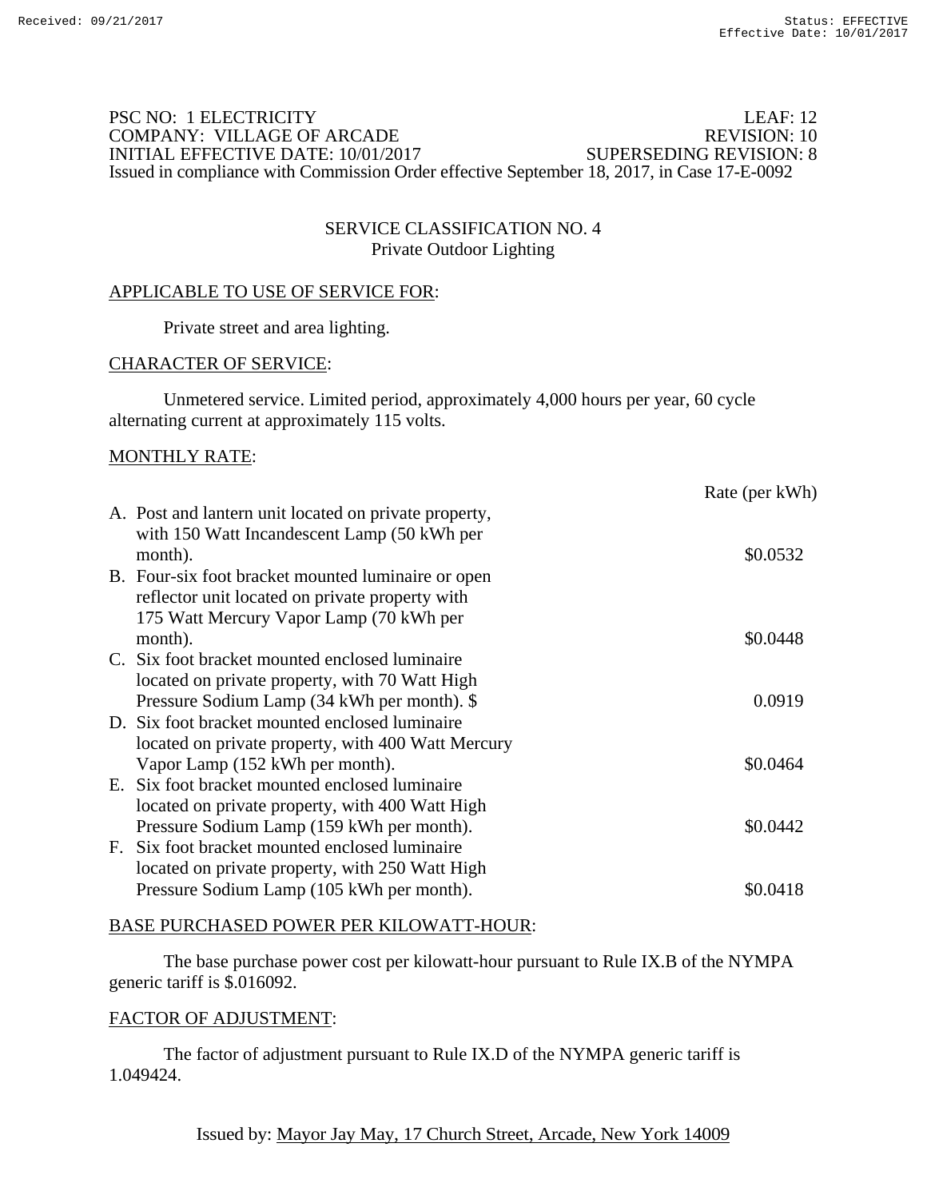Received: 09/21/2017 Status: EFFECTIVE
Effective Date: 10/01/2017

PSC NO: 1 ELECTRICITY LEAF: 12
COMPANY: VILLAGE OF ARCADE REVISION: 10
INITIAL EFFECTIVE DATE: 10/01/2017 SUPERSEDING REVISION: 8
Issued in compliance with Commission Order effective September 18, 2017, in Case 17-E-0092

## SERVICE CLASSIFICATION NO. 4
### Private Outdoor Lighting

APPLICABLE TO USE OF SERVICE FOR:

Private street and area lighting.

CHARACTER OF SERVICE:

Unmetered service. Limited period, approximately 4,000 hours per year, 60 cycle alternating current at approximately 115 volts.

MONTHLY RATE:

| | Rate (per kWh) |
|---|---|
| A. Post and lantern unit located on private property, with 150 Watt Incandescent Lamp (50 kWh per month). | $0.0532 |
| B. Four-six foot bracket mounted luminaire or open reflector unit located on private property with 175 Watt Mercury Vapor Lamp (70 kWh per month). | $0.0448 |
| C. Six foot bracket mounted enclosed luminaire located on private property, with 70 Watt High Pressure Sodium Lamp (34 kWh per month). $ | 0.0919 |
| D. Six foot bracket mounted enclosed luminaire located on private property, with 400 Watt Mercury Vapor Lamp (152 kWh per month). | $0.0464 |
| E. Six foot bracket mounted enclosed luminaire located on private property, with 400 Watt High Pressure Sodium Lamp (159 kWh per month). | $0.0442 |
| F. Six foot bracket mounted enclosed luminaire located on private property, with 250 Watt High Pressure Sodium Lamp (105 kWh per month). | $0.0418 |

BASE PURCHASED POWER PER KILOWATT-HOUR:

The base purchase power cost per kilowatt-hour pursuant to Rule IX.B of the NYMPA generic tariff is $.016092.

FACTOR OF ADJUSTMENT:

The factor of adjustment pursuant to Rule IX.D of the NYMPA generic tariff is 1.049424.

Issued by: Mayor Jay May, 17 Church Street, Arcade, New York 14009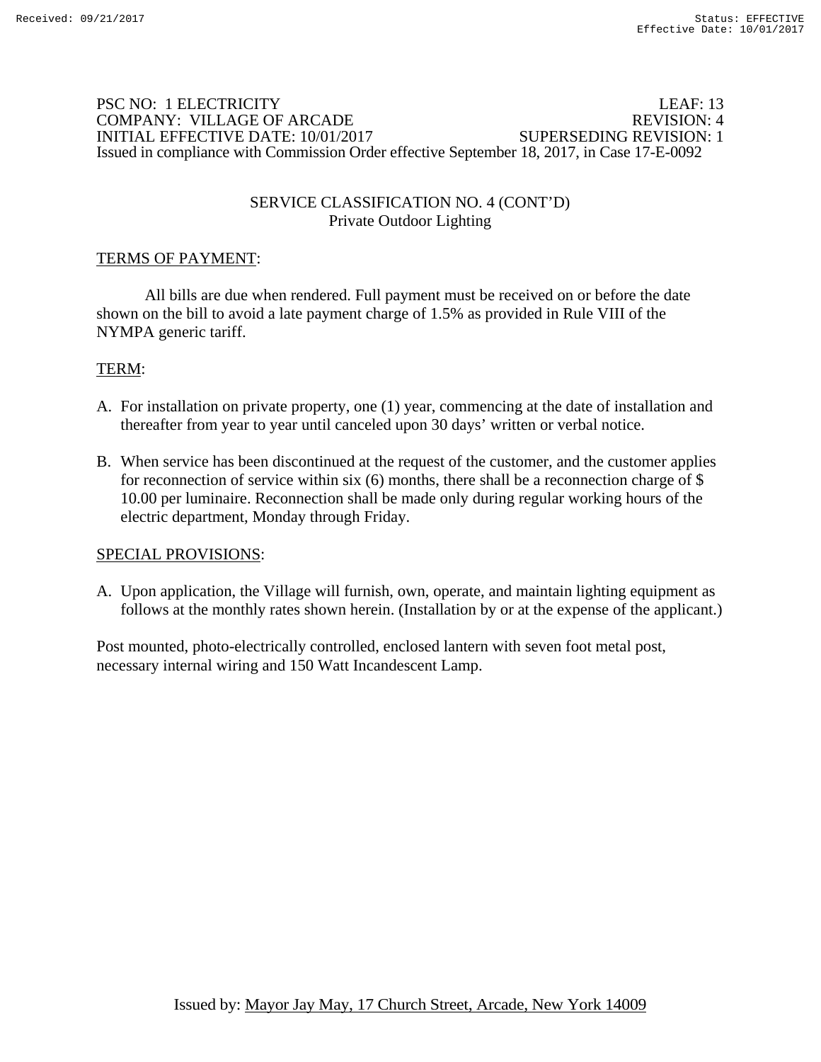PSC NO: 1 ELECTRICITY LEAF: 13
COMPANY: VILLAGE OF ARCADE REVISION: 4
INITIAL EFFECTIVE DATE: 10/01/2017 SUPERSEDING REVISION: 1
Issued in compliance with Commission Order effective September 18, 2017, in Case 17-E-0092

## SERVICE CLASSIFICATION NO. 4 (CONT'D)
### Private Outdoor Lighting

TERMS OF PAYMENT:

All bills are due when rendered. Full payment must be received on or before the date shown on the bill to avoid a late payment charge of 1.5% as provided in Rule VIII of the NYMPA generic tariff.

TERM:

A. For installation on private property, one (1) year, commencing at the date of installation and thereafter from year to year until canceled upon 30 days' written or verbal notice.

B. When service has been discontinued at the request of the customer, and the customer applies for reconnection of service within six (6) months, there shall be a reconnection charge of $ 10.00 per luminaire. Reconnection shall be made only during regular working hours of the electric department, Monday through Friday.

SPECIAL PROVISIONS:

A. Upon application, the Village will furnish, own, operate, and maintain lighting equipment as follows at the monthly rates shown herein. (Installation by or at the expense of the applicant.)

Post mounted, photo-electrically controlled, enclosed lantern with seven foot metal post, necessary internal wiring and 150 Watt Incandescent Lamp.

Issued by: Mayor Jay May, 17 Church Street, Arcade, New York 14009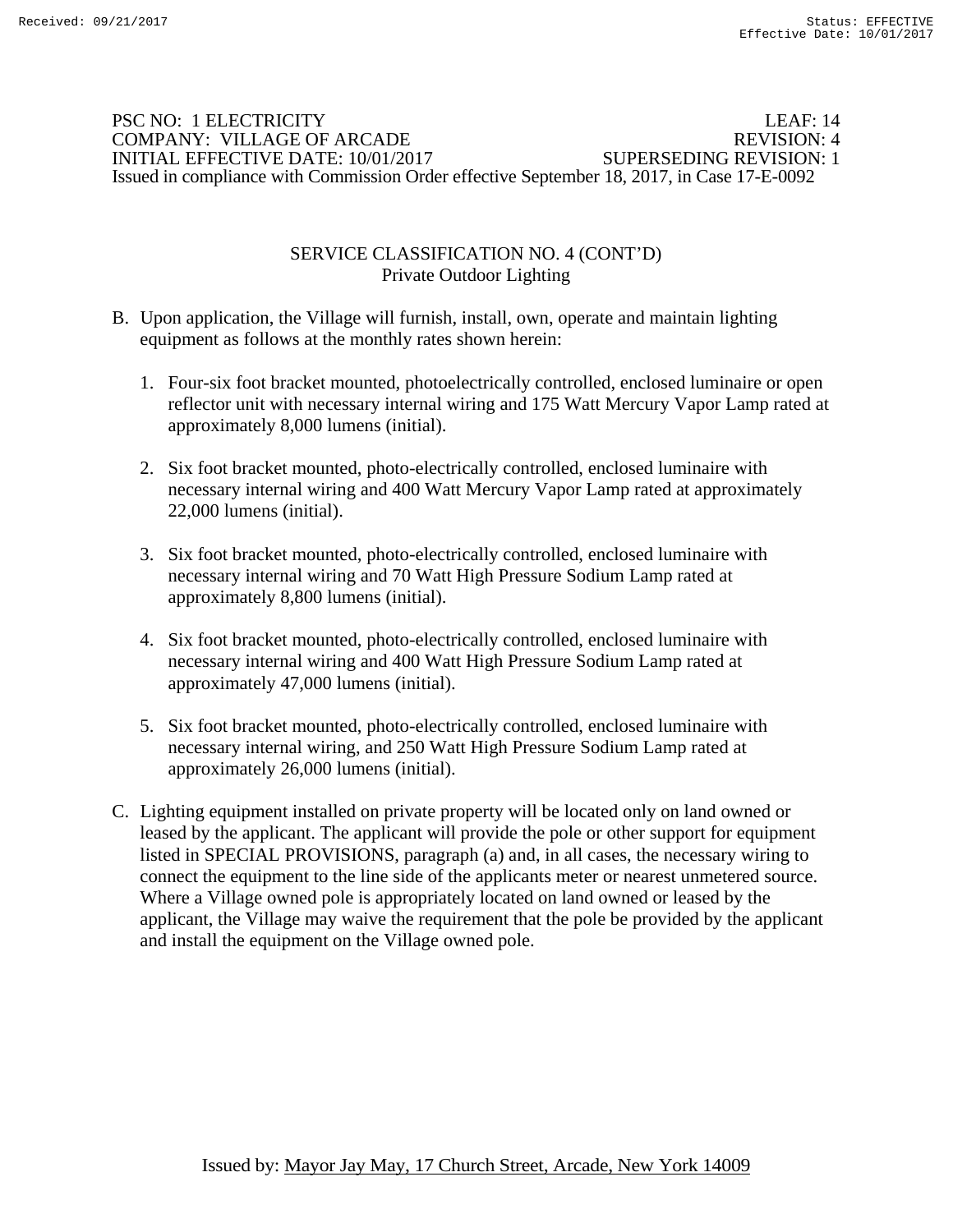PSC NO: 1 ELECTRICITY LEAF: 14
COMPANY: VILLAGE OF ARCADE REVISION: 4
INITIAL EFFECTIVE DATE: 10/01/2017 SUPERSEDING REVISION: 1
Issued in compliance with Commission Order effective September 18, 2017, in Case 17-E-0092

SERVICE CLASSIFICATION NO. 4 (CONT'D)
Private Outdoor Lighting

B. Upon application, the Village will furnish, install, own, operate and maintain lighting equipment as follows at the monthly rates shown herein:

   1. Four-six foot bracket mounted, photoelectrically controlled, enclosed luminaire or open reflector unit with necessary internal wiring and 175 Watt Mercury Vapor Lamp rated at approximately 8,000 lumens (initial).

   2. Six foot bracket mounted, photo-electrically controlled, enclosed luminaire with necessary internal wiring and 400 Watt Mercury Vapor Lamp rated at approximately 22,000 lumens (initial).

   3. Six foot bracket mounted, photo-electrically controlled, enclosed luminaire with necessary internal wiring and 70 Watt High Pressure Sodium Lamp rated at approximately 8,800 lumens (initial).

   4. Six foot bracket mounted, photo-electrically controlled, enclosed luminaire with necessary internal wiring and 400 Watt High Pressure Sodium Lamp rated at approximately 47,000 lumens (initial).

   5. Six foot bracket mounted, photo-electrically controlled, enclosed luminaire with necessary internal wiring, and 250 Watt High Pressure Sodium Lamp rated at approximately 26,000 lumens (initial).

C. Lighting equipment installed on private property will be located only on land owned or leased by the applicant. The applicant will provide the pole or other support for equipment listed in SPECIAL PROVISIONS, paragraph (a) and, in all cases, the necessary wiring to connect the equipment to the line side of the applicants meter or nearest unmetered source. Where a Village owned pole is appropriately located on land owned or leased by the applicant, the Village may waive the requirement that the pole be provided by the applicant and install the equipment on the Village owned pole.

Issued by: Mayor Jay May, 17 Church Street, Arcade, New York 14009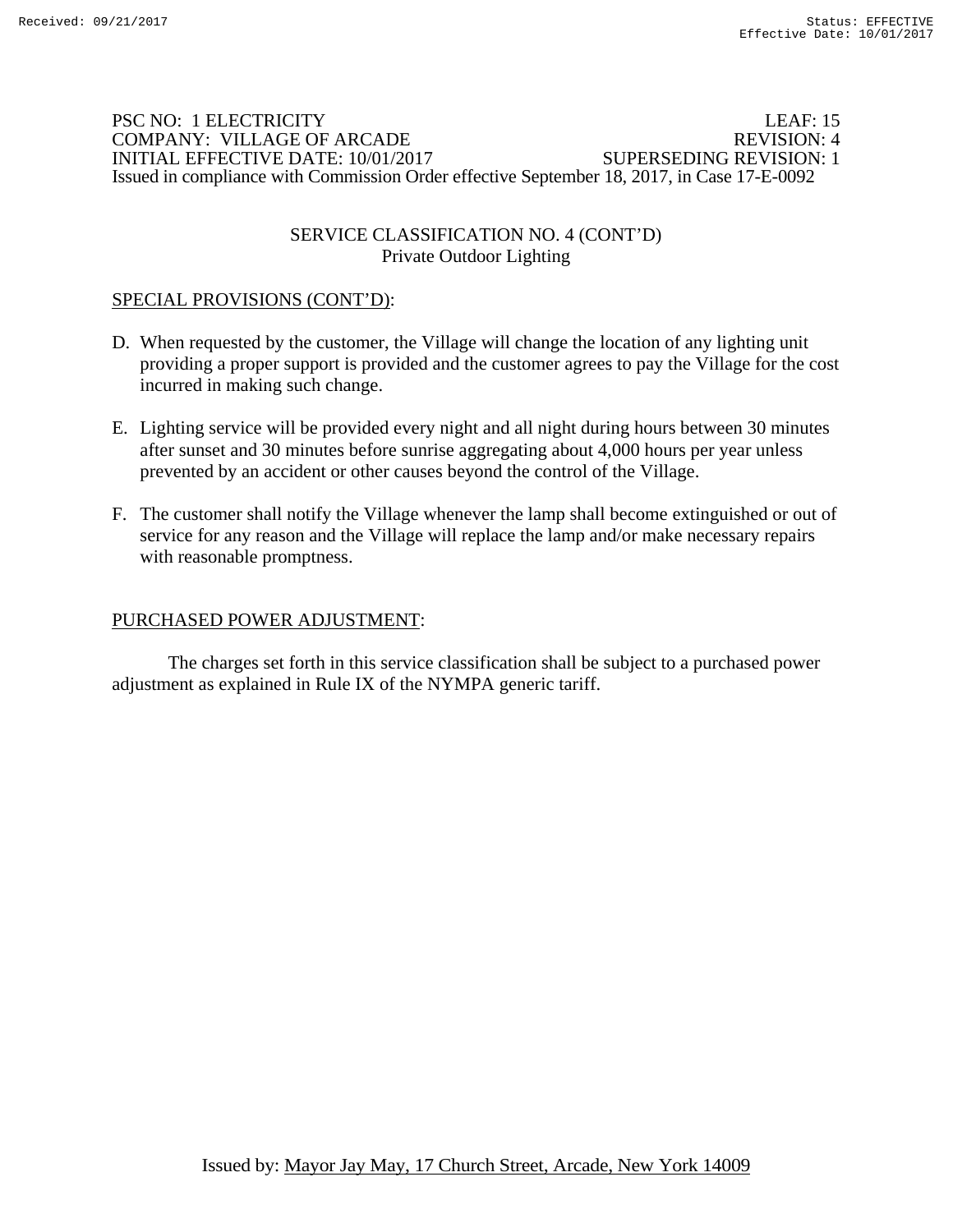PSC NO: 1 ELECTRICITY LEAF: 15
COMPANY: VILLAGE OF ARCADE REVISION: 4
INITIAL EFFECTIVE DATE: 10/01/2017 SUPERSEDING REVISION: 1
Issued in compliance with Commission Order effective September 18, 2017, in Case 17-E-0092

## SERVICE CLASSIFICATION NO. 4 (CONT'D)
### Private Outdoor Lighting

SPECIAL PROVISIONS (CONT'D):

D. When requested by the customer, the Village will change the location of any lighting unit providing a proper support is provided and the customer agrees to pay the Village for the cost incurred in making such change.

E. Lighting service will be provided every night and all night during hours between 30 minutes after sunset and 30 minutes before sunrise aggregating about 4,000 hours per year unless prevented by an accident or other causes beyond the control of the Village.

F. The customer shall notify the Village whenever the lamp shall become extinguished or out of service for any reason and the Village will replace the lamp and/or make necessary repairs with reasonable promptness.

PURCHASED POWER ADJUSTMENT:

The charges set forth in this service classification shall be subject to a purchased power adjustment as explained in Rule IX of the NYMPA generic tariff.

Issued by: Mayor Jay May, 17 Church Street, Arcade, New York 14009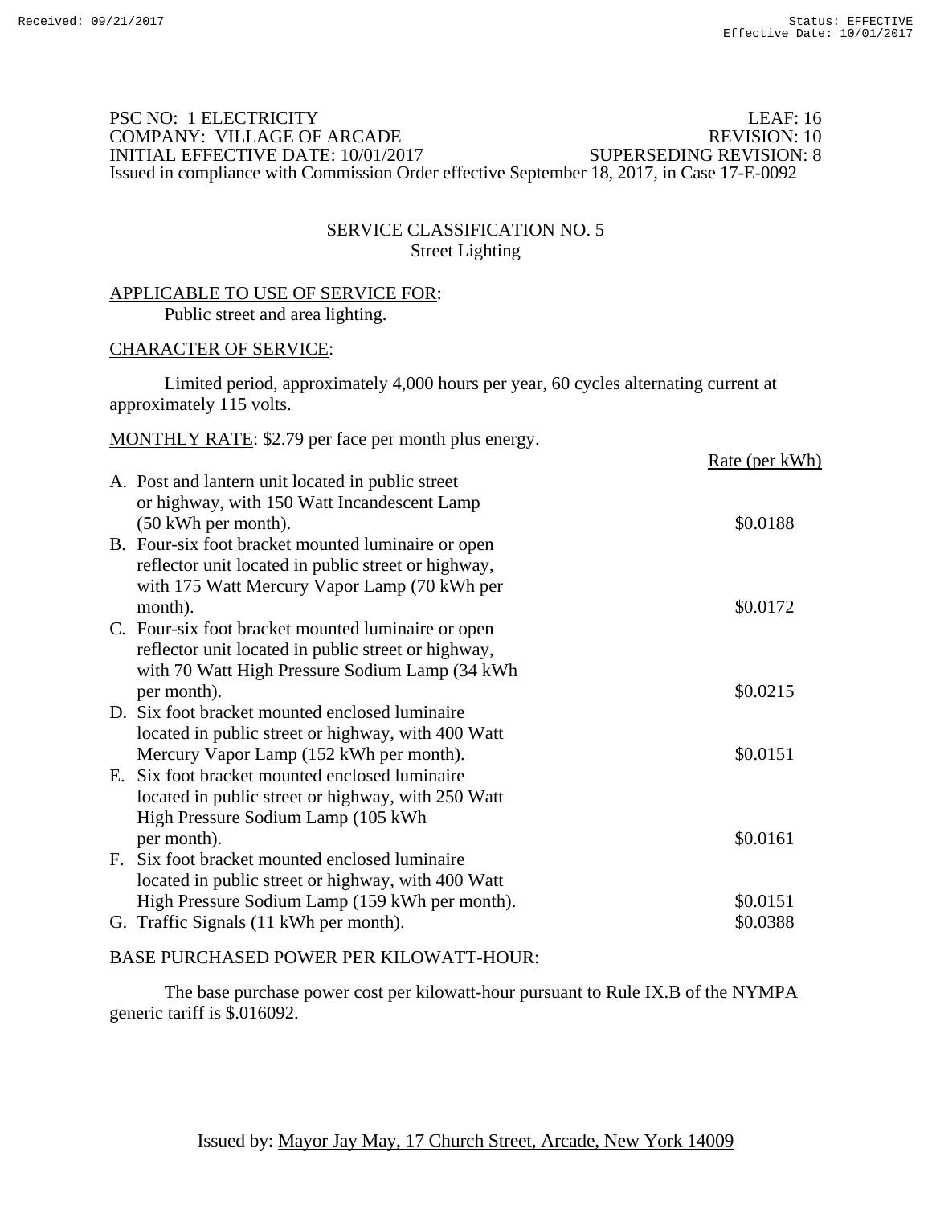PSC NO: 1 ELECTRICITY LEAF: 16
COMPANY: VILLAGE OF ARCADE REVISION: 10
INITIAL EFFECTIVE DATE: 10/01/2017 SUPERSEDING REVISION: 8
Issued in compliance with Commission Order effective September 18, 2017, in Case 17-E-0092

## SERVICE CLASSIFICATION NO. 5
### Street Lighting

APPLICABLE TO USE OF SERVICE FOR:
Public street and area lighting.

CHARACTER OF SERVICE:

Limited period, approximately 4,000 hours per year, 60 cycles alternating current at approximately 115 volts.

MONTHLY RATE: $2.79 per face per month plus energy.

| | Rate (per kWh) |
|---|---|
| A. Post and lantern unit located in public street or highway, with 150 Watt Incandescent Lamp (50 kWh per month). | $0.0188 |
| B. Four-six foot bracket mounted luminaire or open reflector unit located in public street or highway, with 175 Watt Mercury Vapor Lamp (70 kWh per month). | $0.0172 |
| C. Four-six foot bracket mounted luminaire or open reflector unit located in public street or highway, with 70 Watt High Pressure Sodium Lamp (34 kWh per month). | $0.0215 |
| D. Six foot bracket mounted enclosed luminaire located in public street or highway, with 400 Watt Mercury Vapor Lamp (152 kWh per month). | $0.0151 |
| E. Six foot bracket mounted enclosed luminaire located in public street or highway, with 250 Watt High Pressure Sodium Lamp (105 kWh per month). | $0.0161 |
| F. Six foot bracket mounted enclosed luminaire located in public street or highway, with 400 Watt High Pressure Sodium Lamp (159 kWh per month). | $0.0151 |
| G. Traffic Signals (11 kWh per month). | $0.0388 |

BASE PURCHASED POWER PER KILOWATT-HOUR:

The base purchase power cost per kilowatt-hour pursuant to Rule IX.B of the NYMPA generic tariff is $.016092.

Issued by: Mayor Jay May, 17 Church Street, Arcade, New York 14009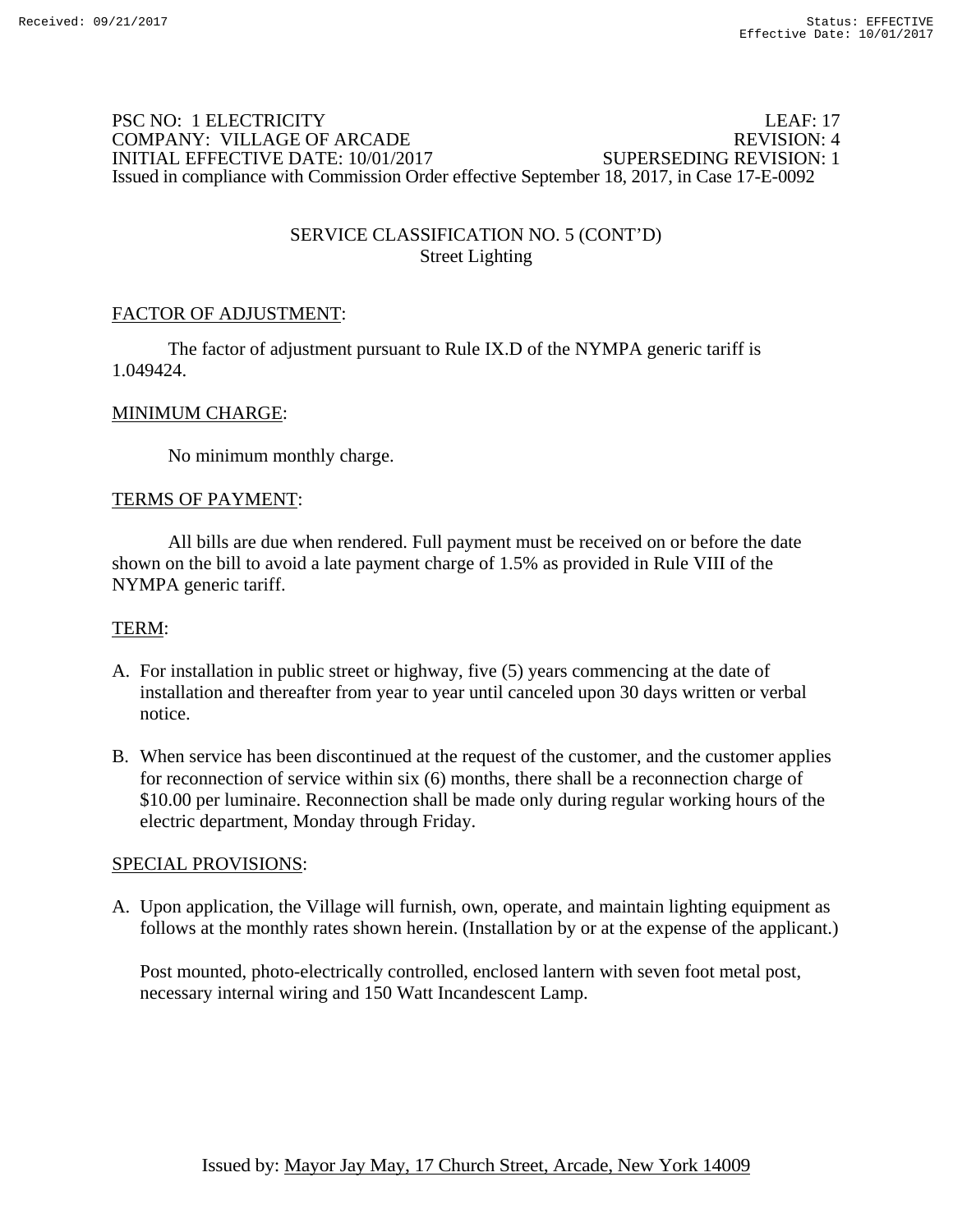PSC NO: 1 ELECTRICITY LEAF: 17
COMPANY: VILLAGE OF ARCADE REVISION: 4
INITIAL EFFECTIVE DATE: 10/01/2017 SUPERSEDING REVISION: 1
Issued in compliance with Commission Order effective September 18, 2017, in Case 17-E-0092

## SERVICE CLASSIFICATION NO. 5 (CONT'D)
### Street Lighting

FACTOR OF ADJUSTMENT:

The factor of adjustment pursuant to Rule IX.D of the NYMPA generic tariff is 1.049424.

MINIMUM CHARGE:

No minimum monthly charge.

TERMS OF PAYMENT:

All bills are due when rendered. Full payment must be received on or before the date shown on the bill to avoid a late payment charge of 1.5% as provided in Rule VIII of the NYMPA generic tariff.

TERM:

A. For installation in public street or highway, five (5) years commencing at the date of installation and thereafter from year to year until canceled upon 30 days written or verbal notice.

B. When service has been discontinued at the request of the customer, and the customer applies for reconnection of service within six (6) months, there shall be a reconnection charge of $10.00 per luminaire. Reconnection shall be made only during regular working hours of the electric department, Monday through Friday.

SPECIAL PROVISIONS:

A. Upon application, the Village will furnish, own, operate, and maintain lighting equipment as follows at the monthly rates shown herein. (Installation by or at the expense of the applicant.)

   Post mounted, photo-electrically controlled, enclosed lantern with seven foot metal post, necessary internal wiring and 150 Watt Incandescent Lamp.

Issued by: Mayor Jay May, 17 Church Street, Arcade, New York 14009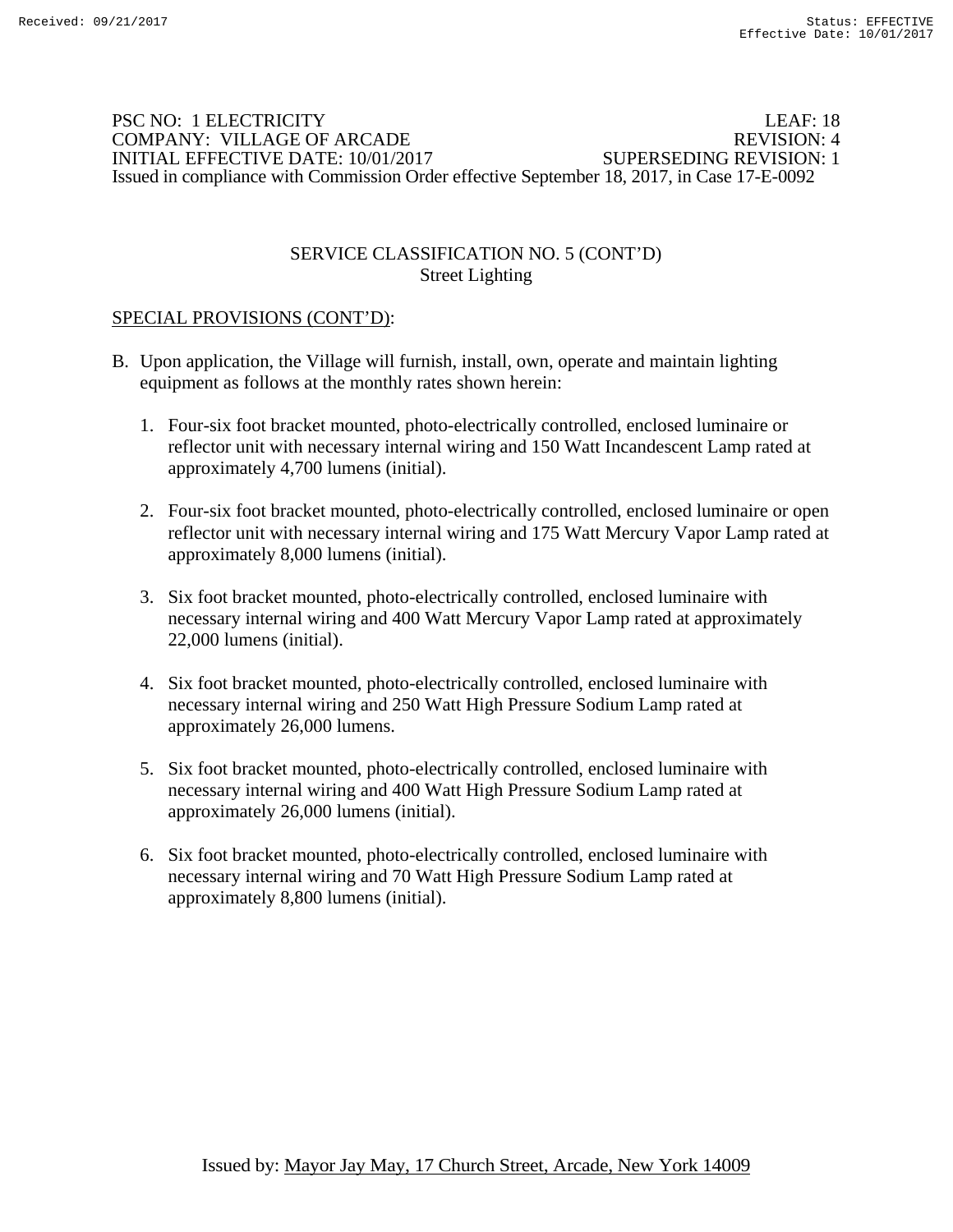PSC NO: 1 ELECTRICITY LEAF: 18
COMPANY: VILLAGE OF ARCADE REVISION: 4
INITIAL EFFECTIVE DATE: 10/01/2017 SUPERSEDING REVISION: 1
Issued in compliance with Commission Order effective September 18, 2017, in Case 17-E-0092

SERVICE CLASSIFICATION NO. 5 (CONT'D)
Street Lighting

SPECIAL PROVISIONS (CONT'D):

B. Upon application, the Village will furnish, install, own, operate and maintain lighting equipment as follows at the monthly rates shown herein:

1. Four-six foot bracket mounted, photo-electrically controlled, enclosed luminaire or reflector unit with necessary internal wiring and 150 Watt Incandescent Lamp rated at approximately 4,700 lumens (initial).

2. Four-six foot bracket mounted, photo-electrically controlled, enclosed luminaire or open reflector unit with necessary internal wiring and 175 Watt Mercury Vapor Lamp rated at approximately 8,000 lumens (initial).

3. Six foot bracket mounted, photo-electrically controlled, enclosed luminaire with necessary internal wiring and 400 Watt Mercury Vapor Lamp rated at approximately 22,000 lumens (initial).

4. Six foot bracket mounted, photo-electrically controlled, enclosed luminaire with necessary internal wiring and 250 Watt High Pressure Sodium Lamp rated at approximately 26,000 lumens.

5. Six foot bracket mounted, photo-electrically controlled, enclosed luminaire with necessary internal wiring and 400 Watt High Pressure Sodium Lamp rated at approximately 26,000 lumens (initial).

6. Six foot bracket mounted, photo-electrically controlled, enclosed luminaire with necessary internal wiring and 70 Watt High Pressure Sodium Lamp rated at approximately 8,800 lumens (initial).

Issued by: Mayor Jay May, 17 Church Street, Arcade, New York 14009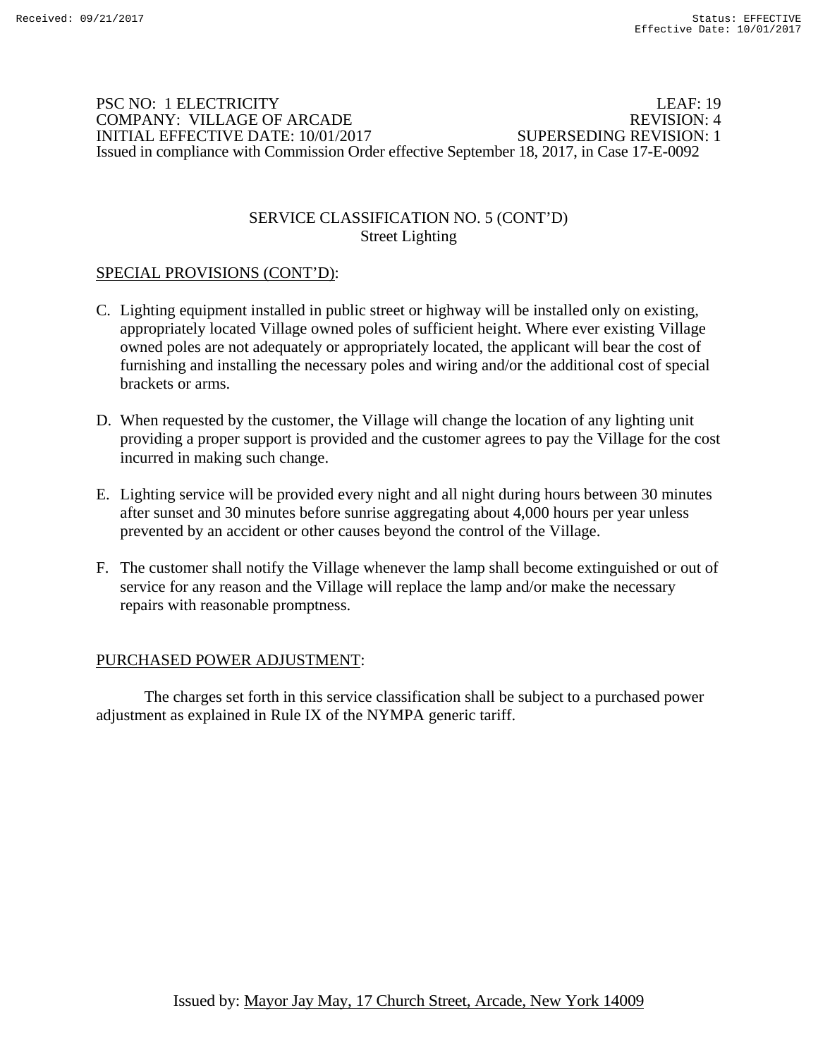PSC NO: 1 ELECTRICITY LEAF: 19
COMPANY: VILLAGE OF ARCADE REVISION: 4
INITIAL EFFECTIVE DATE: 10/01/2017 SUPERSEDING REVISION: 1
Issued in compliance with Commission Order effective September 18, 2017, in Case 17-E-0092

## SERVICE CLASSIFICATION NO. 5 (CONT'D)
### Street Lighting

SPECIAL PROVISIONS (CONT'D):

C. Lighting equipment installed in public street or highway will be installed only on existing, appropriately located Village owned poles of sufficient height. Where ever existing Village owned poles are not adequately or appropriately located, the applicant will bear the cost of furnishing and installing the necessary poles and wiring and/or the additional cost of special brackets or arms.

D. When requested by the customer, the Village will change the location of any lighting unit providing a proper support is provided and the customer agrees to pay the Village for the cost incurred in making such change.

E. Lighting service will be provided every night and all night during hours between 30 minutes after sunset and 30 minutes before sunrise aggregating about 4,000 hours per year unless prevented by an accident or other causes beyond the control of the Village.

F. The customer shall notify the Village whenever the lamp shall become extinguished or out of service for any reason and the Village will replace the lamp and/or make the necessary repairs with reasonable promptness.

PURCHASED POWER ADJUSTMENT:

The charges set forth in this service classification shall be subject to a purchased power adjustment as explained in Rule IX of the NYMPA generic tariff.

Issued by: Mayor Jay May, 17 Church Street, Arcade, New York 14009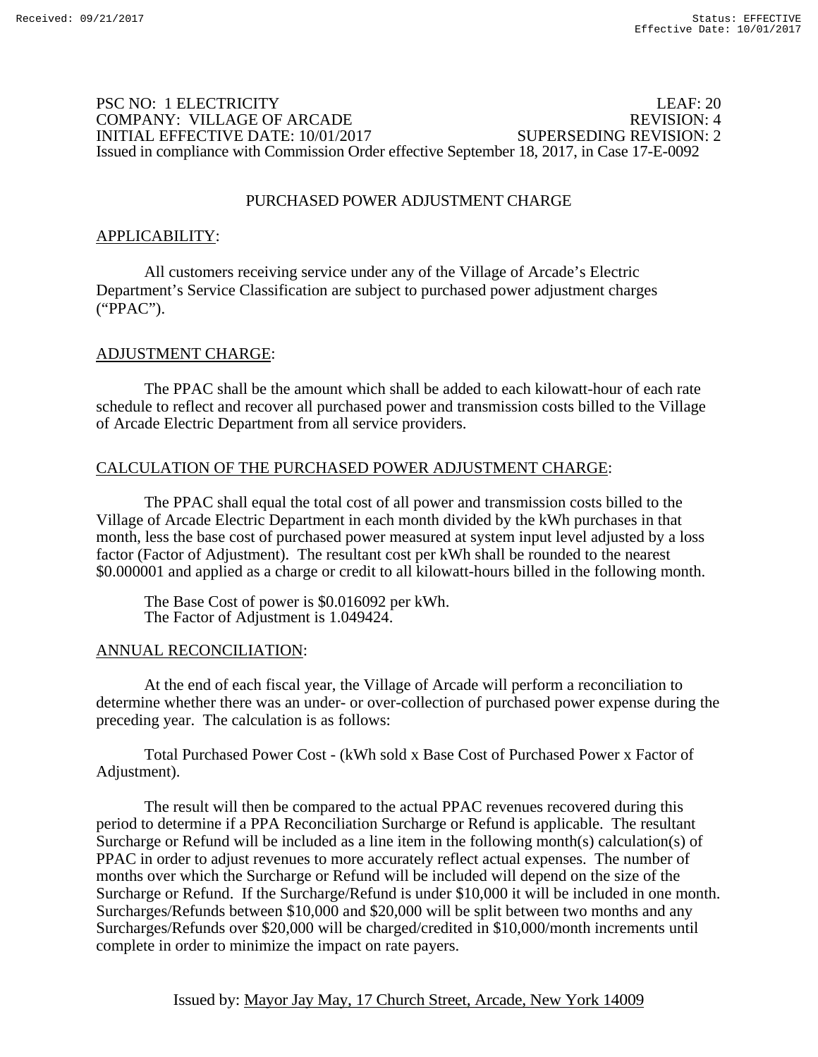PSC NO: 1 ELECTRICITY LEAF: 20
COMPANY: VILLAGE OF ARCADE REVISION: 4
INITIAL EFFECTIVE DATE: 10/01/2017 SUPERSEDING REVISION: 2
Issued in compliance with Commission Order effective September 18, 2017, in Case 17-E-0092

## PURCHASED POWER ADJUSTMENT CHARGE

APPLICABILITY:

All customers receiving service under any of the Village of Arcade's Electric Department's Service Classification are subject to purchased power adjustment charges ("PPAC").

ADJUSTMENT CHARGE:

The PPAC shall be the amount which shall be added to each kilowatt-hour of each rate schedule to reflect and recover all purchased power and transmission costs billed to the Village of Arcade Electric Department from all service providers.

CALCULATION OF THE PURCHASED POWER ADJUSTMENT CHARGE:

The PPAC shall equal the total cost of all power and transmission costs billed to the Village of Arcade Electric Department in each month divided by the kWh purchases in that month, less the base cost of purchased power measured at system input level adjusted by a loss factor (Factor of Adjustment). The resultant cost per kWh shall be rounded to the nearest $0.000001 and applied as a charge or credit to all kilowatt-hours billed in the following month.

The Base Cost of power is $0.016092 per kWh.
The Factor of Adjustment is 1.049424.

ANNUAL RECONCILIATION:

At the end of each fiscal year, the Village of Arcade will perform a reconciliation to determine whether there was an under- or over-collection of purchased power expense during the preceding year. The calculation is as follows:

Total Purchased Power Cost - (kWh sold x Base Cost of Purchased Power x Factor of Adjustment).

The result will then be compared to the actual PPAC revenues recovered during this period to determine if a PPA Reconciliation Surcharge or Refund is applicable. The resultant Surcharge or Refund will be included as a line item in the following month(s) calculation(s) of PPAC in order to adjust revenues to more accurately reflect actual expenses. The number of months over which the Surcharge or Refund will be included will depend on the size of the Surcharge or Refund. If the Surcharge/Refund is under $10,000 it will be included in one month. Surcharges/Refunds between $10,000 and $20,000 will be split between two months and any Surcharges/Refunds over $20,000 will be charged/credited in $10,000/month increments until complete in order to minimize the impact on rate payers.

Issued by: Mayor Jay May, 17 Church Street, Arcade, New York 14009